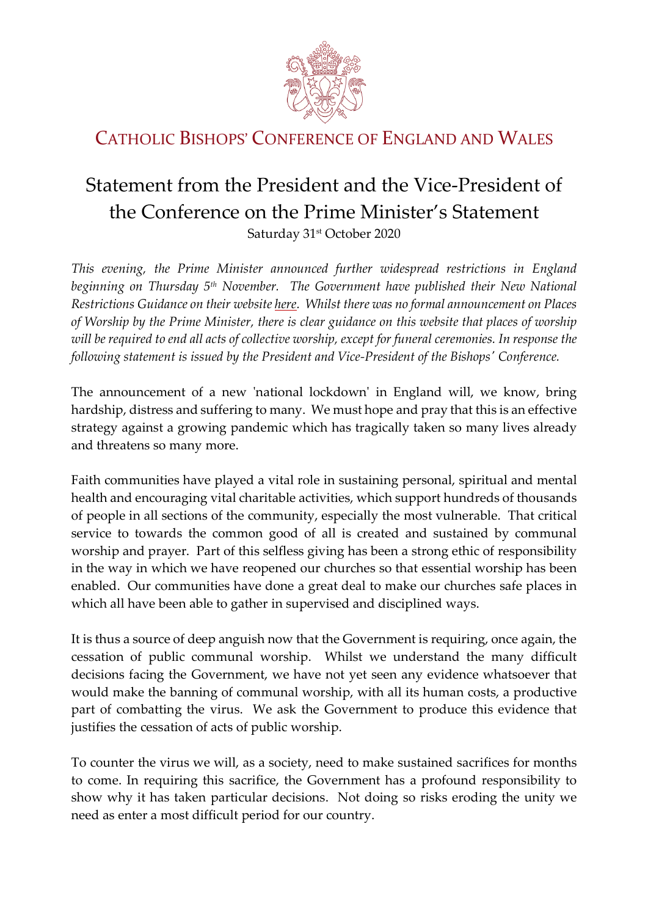# Catholic Bishops' Conference of England and Wales

## Statement from the President and the Vice-President of the Conference on the Prime Minister's Statement

Saturday 31st October 2020

*This evening, the Prime Minister announced further widespread restrictions in England beginning on Thursday 5th November. The Government have published their New National Restrictions Guidance on their website here. Whilst there was no formal announcement on Places of Worship by the Prime Minister, there is clear guidance on this website that places of worship will be required to end all acts of collective worship, except for funeral ceremonies. In response the following statement is issued by the President and Vice-President of the Bishops' Conference.*

The announcement of a new 'national lockdown' in England will, we know, bring hardship, distress and suffering to many. We must hope and pray that this is an effective strategy against a growing pandemic which has tragically taken so many lives already and threatens so many more.

Faith communities have played a vital role in sustaining personal, spiritual and mental health and encouraging vital charitable activities, which support hundreds of thousands of people in all sections of the community, especially the most vulnerable. That critical service to towards the common good of all is created and sustained by communal worship and prayer. Part of this selfless giving has been a strong ethic of responsibility in the way in which we have reopened our churches so that essential worship has been enabled. Our communities have done a great deal to make our churches safe places in which all have been able to gather in supervised and disciplined ways.

It is thus a source of deep anguish now that the Government is requiring, once again, the cessation of public communal worship. Whilst we understand the many difficult decisions facing the Government, we have not yet seen any evidence whatsoever that would make the banning of communal worship, with all its human costs, a productive part of combatting the virus. We ask the Government to produce this evidence that justifies the cessation of acts of public worship.

To counter the virus we will, as a society, need to make sustained sacrifices for months to come. In requiring this sacrifice, the Government has a profound responsibility to show why it has taken particular decisions. Not doing so risks eroding the unity we need as enter a most difficult period for our country.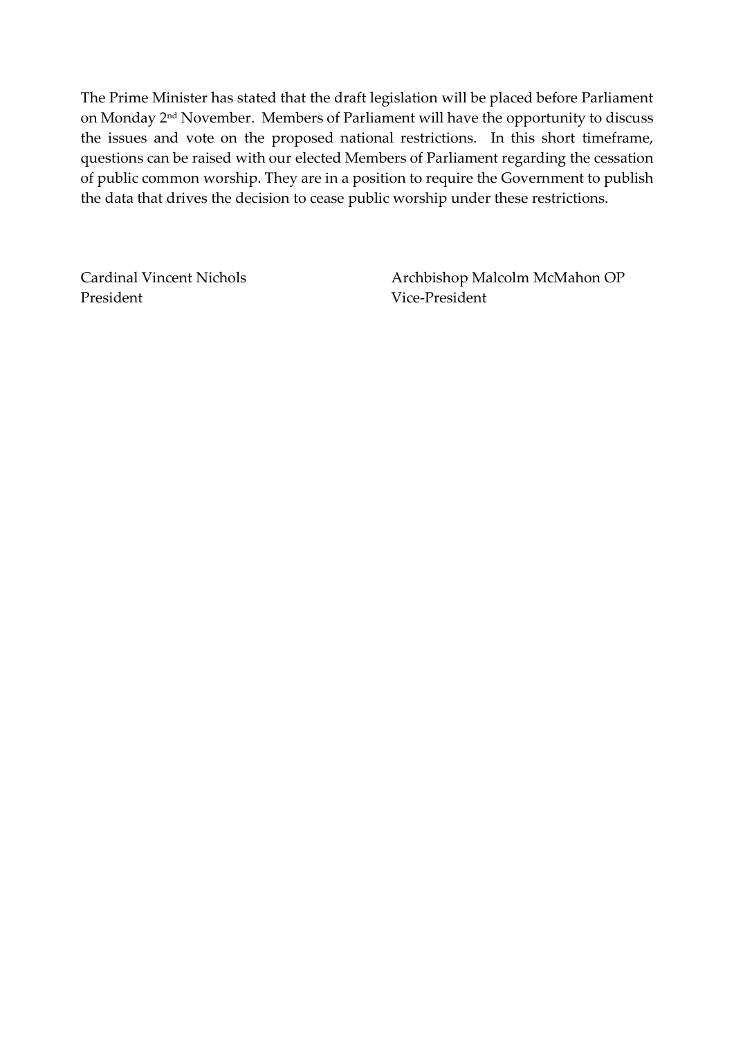The Prime Minister has stated that the draft legislation will be placed before Parliament on Monday 2nd November. Members of Parliament will have the opportunity to discuss the issues and vote on the proposed national restrictions. In this short timeframe, questions can be raised with our elected Members of Parliament regarding the cessation of public common worship. They are in a position to require the Government to publish the data that drives the decision to cease public worship under these restrictions.

Cardinal Vincent Nichols
President

Archbishop Malcolm McMahon OP
Vice-President